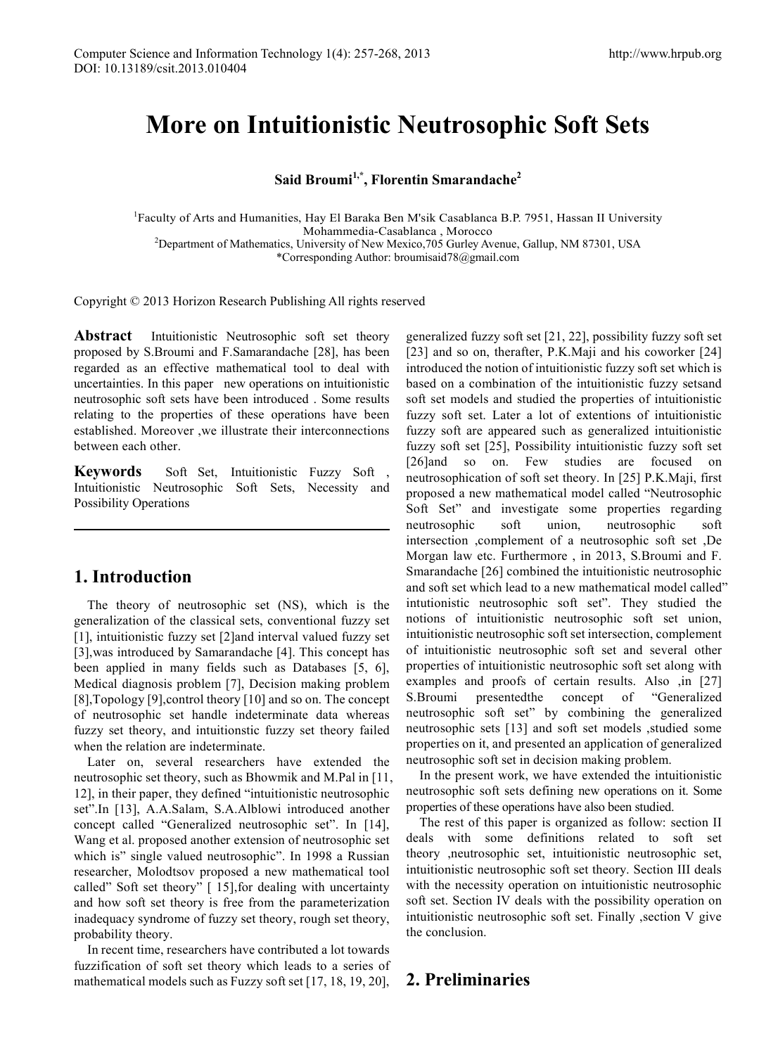# More on Intuitionistic Neutrosophic Soft Sets

**Said Broumi[1,*], Florentin Smarandache[2]**

[1]Faculty of Arts and Humanities, Hay El Baraka Ben M'sik Casablanca B.P. 7951, Hassan II University Mohammedia-Casablanca , Morocco
[2]Department of Mathematics, University of New Mexico,705 Gurley Avenue, Gallup, NM 87301, USA
*Corresponding Author: broumisaid78@gmail.com

Copyright © 2013 Horizon Research Publishing All rights reserved

**Abstract** Intuitionistic Neutrosophic soft set theory proposed by S.Broumi and F.Samarandache [28], has been regarded as an effective mathematical tool to deal with uncertainties. In this paper new operations on intuitionistic neutrosophic soft sets have been introduced . Some results relating to the properties of these operations have been established. Moreover ,we illustrate their interconnections between each other.

**Keywords** Soft Set, Intuitionistic Fuzzy Soft , Intuitionistic Neutrosophic Soft Sets, Necessity and Possibility Operations

## 1. Introduction

The theory of neutrosophic set (NS), which is the generalization of the classical sets, conventional fuzzy set [1], intuitionistic fuzzy set [2]and interval valued fuzzy set [3],was introduced by Samarandache [4]. This concept has been applied in many fields such as Databases [5, 6], Medical diagnosis problem [7], Decision making problem [8],Topology [9],control theory [10] and so on. The concept of neutrosophic set handle indeterminate data whereas fuzzy set theory, and intuitionstic fuzzy set theory failed when the relation are indeterminate.

Later on, several researchers have extended the neutrosophic set theory, such as Bhowmik and M.Pal in [11, 12], in their paper, they defined "intuitionistic neutrosophic set".In [13], A.A.Salam, S.A.Alblowi introduced another concept called "Generalized neutrosophic set". In [14], Wang et al. proposed another extension of neutrosophic set which is" single valued neutrosophic". In 1998 a Russian researcher, Molodtsov proposed a new mathematical tool called" Soft set theory" [ 15],for dealing with uncertainty and how soft set theory is free from the parameterization inadequacy syndrome of fuzzy set theory, rough set theory, probability theory.

In recent time, researchers have contributed a lot towards fuzzification of soft set theory which leads to a series of mathematical models such as Fuzzy soft set [17, 18, 19, 20], generalized fuzzy soft set [21, 22], possibility fuzzy soft set [23] and so on, therafter, P.K.Maji and his coworker [24] introduced the notion of intuitionistic fuzzy soft set which is based on a combination of the intuitionistic fuzzy setsand soft set models and studied the properties of intuitionistic fuzzy soft set. Later a lot of extentions of intuitionistic fuzzy soft are appeared such as generalized intuitionistic fuzzy soft set [25], Possibility intuitionistic fuzzy soft set [26]and so on. Few studies are focused on neutrosophication of soft set theory. In [25] P.K.Maji, first proposed a new mathematical model called "Neutrosophic Soft Set" and investigate some properties regarding neutrosophic soft union, neutrosophic soft intersection ,complement of a neutrosophic soft set ,De Morgan law etc. Furthermore , in 2013, S.Broumi and F. Smarandache [26] combined the intuitionistic neutrosophic and soft set which lead to a new mathematical model called" intutionistic neutrosophic soft set". They studied the notions of intuitionistic neutrosophic soft set union, intuitionistic neutrosophic soft set intersection, complement of intuitionistic neutrosophic soft set and several other properties of intuitionistic neutrosophic soft set along with examples and proofs of certain results. Also ,in [27] S.Broumi presentedthe concept of "Generalized neutrosophic soft set" by combining the generalized neutrosophic sets [13] and soft set models ,studied some properties on it, and presented an application of generalized neutrosophic soft set in decision making problem.

In the present work, we have extended the intuitionistic neutrosophic soft sets defining new operations on it. Some properties of these operations have also been studied.

The rest of this paper is organized as follow: section II deals with some definitions related to soft set theory ,neutrosophic set, intuitionistic neutrosophic set, intuitionistic neutrosophic soft set theory. Section III deals with the necessity operation on intuitionistic neutrosophic soft set. Section IV deals with the possibility operation on intuitionistic neutrosophic soft set. Finally ,section V give the conclusion.

## 2. Preliminaries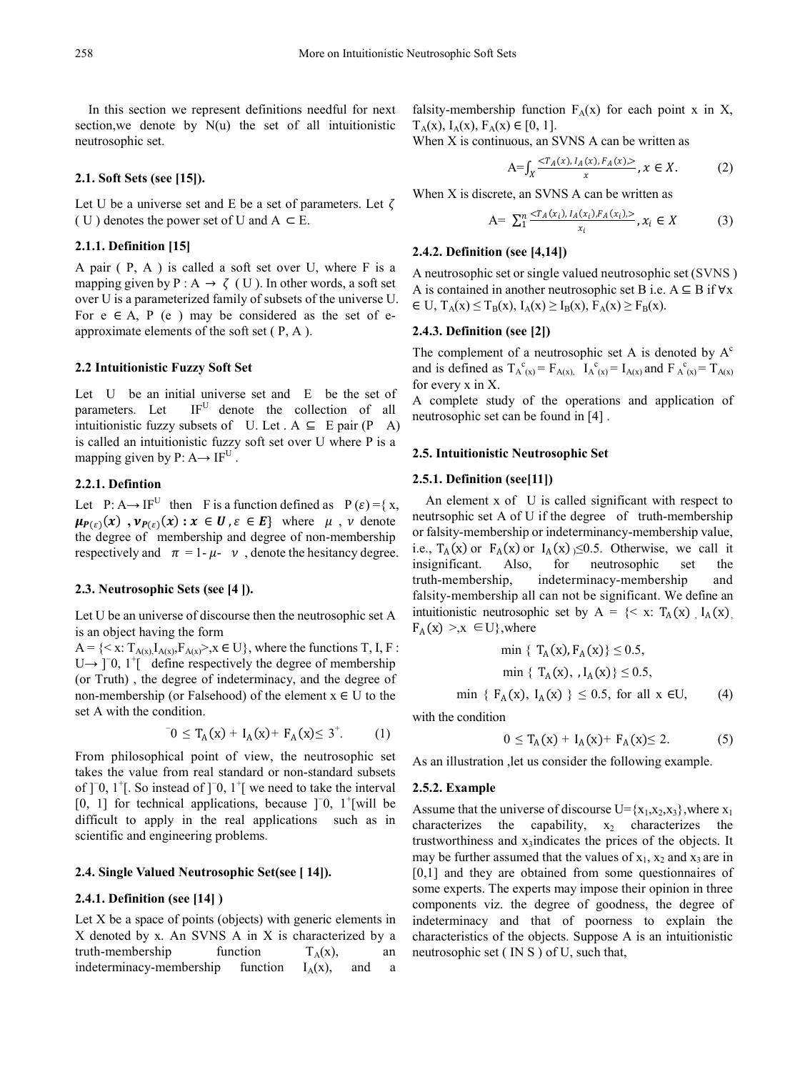In this section we represent definitions needful for next section,we denote by N(u) the set of all intuitionistic neutrosophic set.

### 2.1. Soft Sets (see [15]).

Let U be a universe set and E be a set of parameters. Let $\zeta$ ( U ) denotes the power set of U and A $\subset$ E.

#### 2.1.1. Definition [15]

A pair ( P, A ) is called a soft set over U, where F is a mapping given by P : A $\rightarrow$ $\zeta$ ( U ). In other words, a soft set over U is a parameterized family of subsets of the universe U. For e $\in$ A, P (e ) may be considered as the set of e-approximate elements of the soft set ( P, A ).

### 2.2 Intuitionistic Fuzzy Soft Set

Let U be an initial universe set and E be the set of parameters. Let $IF^U$ denote the collection of all intuitionistic fuzzy subsets of U. Let . A $\subseteq$ E pair (P A) is called an intuitionistic fuzzy soft set over U where P is a mapping given by P: A$\rightarrow$ $IF^U$ .

#### 2.2.1. Defintion

Let P: A$\rightarrow$ $IF^U$ then F is a function defined as $P(\varepsilon)$ ={ x, $\boldsymbol{\mu_{P(\varepsilon)}(x)}$ , $\boldsymbol{\nu_{P(\varepsilon)}(x) : x \in U, \varepsilon \in E}$} where $\mu$ , $\nu$ denote the degree of membership and degree of non-membership respectively and $\pi = 1 - \mu - \nu$ , denote the hesitancy degree.

### 2.3. Neutrosophic Sets (see [4 ]).

Let U be an universe of discourse then the neutrosophic set A is an object having the form

A = {< x: $T_{A(x)}, I_{A(x)}, F_{A(x)}$>,x $\in$ U}, where the functions T, I, F : U$\rightarrow$ $]^{-}0, 1^{+}[$ define respectively the degree of membership (or Truth) , the degree of indeterminacy, and the degree of non-membership (or Falsehood) of the element x $\in$ U to the set A with the condition.

$$^{-}0 \leq T_A(x) + I_A(x) + F_A(x) \leq 3^{+}. \qquad (1)$$

From philosophical point of view, the neutrosophic set takes the value from real standard or non-standard subsets of $]^{-}0, 1^{+}[$. So instead of $]^{-}0, 1^{+}[$ we need to take the interval [0, 1] for technical applications, because $]^{-}0, 1^{+}[$will be difficult to apply in the real applications such as in scientific and engineering problems.

### 2.4. Single Valued Neutrosophic Set(see [ 14]).

#### 2.4.1. Definition (see [14] )

Let X be a space of points (objects) with generic elements in X denoted by x. An SVNS A in X is characterized by a truth-membership function $T_A(x)$, an indeterminacy-membership function $I_A(x)$, and a falsity-membership function $F_A(x)$ for each point x in X, $T_A(x)$, $I_A(x)$, $F_A(x) \in [0, 1]$.

When X is continuous, an SVNS A can be written as

$$A = \int_X \frac{<T_A(x), I_A(x), F_A(x),>}{x}, x \in X. \qquad (2)$$

When X is discrete, an SVNS A can be written as

$$A = \sum_1^n \frac{<T_A(x_i), I_A(x_i), F_A(x_i),>}{x_i}, x_i \in X \qquad (3)$$

#### 2.4.2. Definition (see [4,14])

A neutrosophic set or single valued neutrosophic set (SVNS ) A is contained in another neutrosophic set B i.e. A $\subseteq$ B if $\forall$x $\in$ U, $T_A(x) \leq T_B(x)$, $I_A(x) \geq I_B(x)$, $F_A(x) \geq F_B(x)$.

#### 2.4.3. Definition (see [2])

The complement of a neutrosophic set A is denoted by $A^c$ and is defined as $T_{A^c(x)} = F_{A(x)}$, $I_{A^c(x)} = I_{A(x)}$ and $F_{A^c(x)} = T_{A(x)}$ for every x in X.

A complete study of the operations and application of neutrosophic set can be found in [4] .

### 2.5. Intuitionistic Neutrosophic Set

#### 2.5.1. Definition (see[11])

An element x of U is called significant with respect to neutrsophic set A of U if the degree of truth-membership or falsity-membership or indeterminancy-membership value, i.e., $T_A(x)$ or $F_A(x)$ or $I_A(x) \leq 0.5$. Otherwise, we call it insignificant. Also, for neutrosophic set the truth-membership, indeterminacy-membership and falsity-membership all can not be significant. We define an intuitionistic neutrosophic set by A = {< x: $T_A(x)$ , $I_A(x)$, $F_A(x)$ >,x $\in$U},where

$$\min \{ T_A(x), F_A(x)\} \leq 0.5,$$

$$\min \{ T_A(x), , I_A(x)\} \leq 0.5,$$

$$\min \{ F_A(x), I_A(x) \} \leq 0.5, \text{ for all } x \in U, \qquad (4)$$

with the condition

$$0 \leq T_A(x) + I_A(x) + F_A(x) \leq 2. \qquad (5)$$

As an illustration ,let us consider the following example.

#### 2.5.2. Example

Assume that the universe of discourse U={$x_1$,$x_2$,$x_3$},where $x_1$ characterizes the capability, $x_2$ characterizes the trustworthiness and $x_3$indicates the prices of the objects. It may be further assumed that the values of $x_1$, $x_2$ and $x_3$ are in [0,1] and they are obtained from some questionnaires of some experts. The experts may impose their opinion in three components viz. the degree of goodness, the degree of indeterminacy and that of poorness to explain the characteristics of the objects. Suppose A is an intuitionistic neutrosophic set ( IN S ) of U, such that,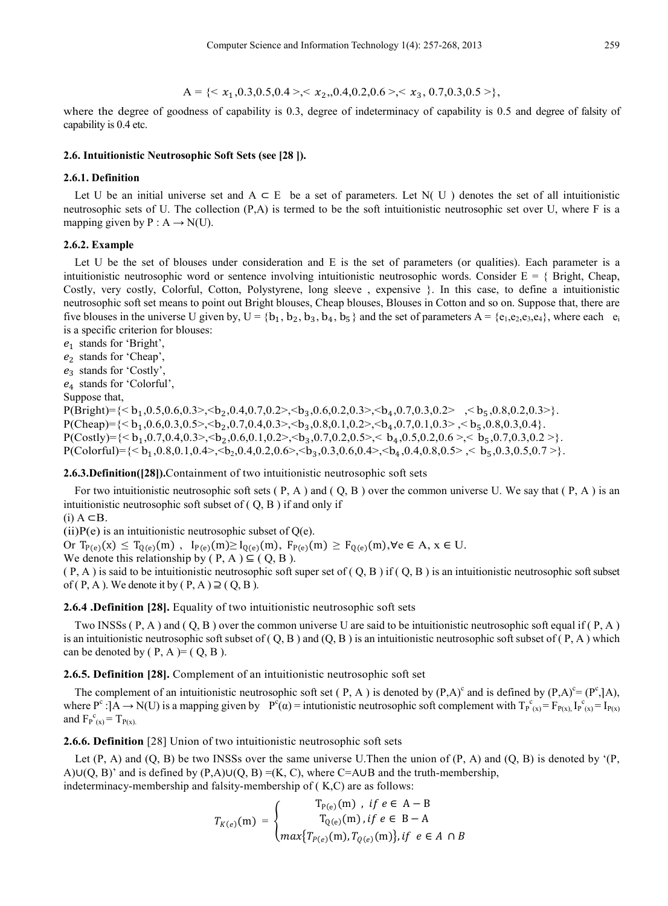$$A = \{< x_1, 0.3, 0.5, 0.4 >, < x_2, 0.4, 0.2, 0.6 >, < x_3, 0.7, 0.3, 0.5 >\},$$

where the degree of goodness of capability is 0.3, degree of indeterminacy of capability is 0.5 and degree of falsity of capability is 0.4 etc.

### 2.6. Intuitionistic Neutrosophic Soft Sets (see [28 ]).

#### 2.6.1. Definition

Let U be an initial universe set and $A \subset E$ be a set of parameters. Let N( U ) denotes the set of all intuitionistic neutrosophic sets of U. The collection (P,A) is termed to be the soft intuitionistic neutrosophic set over U, where F is a mapping given by $P : A \rightarrow N(U)$.

#### 2.6.2. Example

Let U be the set of blouses under consideration and E is the set of parameters (or qualities). Each parameter is a intuitionistic neutrosophic word or sentence involving intuitionistic neutrosophic words. Consider E = { Bright, Cheap, Costly, very costly, Colorful, Cotton, Polystyrene, long sleeve , expensive }. In this case, to define a intuitionistic neutrosophic soft set means to point out Bright blouses, Cheap blouses, Blouses in Cotton and so on. Suppose that, there are five blouses in the universe U given by, $U = \{b_1, b_2, b_3, b_4, b_5\}$ and the set of parameters $A = \{e_1, e_2, e_3, e_4\}$, where each $e_i$ is a specific criterion for blouses:

$e_1$ stands for 'Bright',
$e_2$ stands for 'Cheap',
$e_3$ stands for 'Costly',
$e_4$ stands for 'Colorful',

Suppose that,

P(Bright)=$\{< b_1,0.5,0.6,0.3>,<b_2,0.4,0.7,0.2>,<b_3,0.6,0.2,0.3>,<b_4,0.7,0.3,0.2>,< b_5,0.8,0.2,0.3>\}$.
P(Cheap)=$\{< b_1,0.6,0.3,0.5>,<b_2,0.7,0.4,0.3>,<b_3,0.8,0.1,0.2>,<b_4,0.7,0.1,0.3>,< b_5,0.8,0.3,0.4\}$.
P(Costly)=$\{< b_1,0.7,0.4,0.3>,<b_2,0.6,0.1,0.2>,<b_3,0.7,0.2,0.5>,< b_4,0.5,0.2,0.6 >,< b_5,0.7,0.3,0.2 >\}$.
P(Colorful)=$\{< b_1,0.8,0.1,0.4>,<b_2,0.4,0.2,0.6>,<b_3,0.3,0.6,0.4>,<b_4,0.4,0.8,0.5> ,< b_5,0.3,0.5,0.7 >\}$.

**2.6.3.Definition([28]).** Containment of two intuitionistic neutrosophic soft sets

For two intuitionistic neutrosophic soft sets ( P, A ) and ( Q, B ) over the common universe U. We say that ( P, A ) is an intuitionistic neutrosophic soft subset of ( Q, B ) if and only if

(i) $A \subset B$.
(ii)P(e) is an intuitionistic neutrosophic subset of Q(e).

Or $T_{P(e)}(x) \leq T_{Q(e)}(m)$ , $I_{P(e)}(m) \geq I_{Q(e)}(m)$, $F_{P(e)}(m) \geq F_{Q(e)}(m), \forall e \in A,\ x \in U$.

We denote this relationship by ( P, A ) $\sqsubseteq$ ( Q, B ).

( P, A ) is said to be intuitionistic neutrosophic soft super set of ( Q, B ) if ( Q, B ) is an intuitionistic neutrosophic soft subset of ( P, A ). We denote it by ( P, A ) $\sqsupseteq$ ( Q, B ).

**2.6.4 .Definition [28].** Equality of two intuitionistic neutrosophic soft sets

Two INSSs ( P, A ) and ( Q, B ) over the common universe U are said to be intuitionistic neutrosophic soft equal if ( P, A ) is an intuitionistic neutrosophic soft subset of ( Q, B ) and (Q, B ) is an intuitionistic neutrosophic soft subset of ( P, A ) which can be denoted by ( P, A )= ( Q, B ).

**2.6.5. Definition [28].** Complement of an intuitionistic neutrosophic soft set

The complement of an intuitionistic neutrosophic soft set ( P, A ) is denoted by $(P,A)^c$ and is defined by $(P,A)^c = (P^c, ]A)$, where $P^c : ]A \rightarrow N(U)$ is a mapping given by $P^c(\alpha)$ = intutionistic neutrosophic soft complement with $T_{P^c(x)} = F_{P(x)}$, $I_{P^c(x)} = I_{P(x)}$ and $F_{P^c(x)} = T_{P(x)}$.

**2.6.6. Definition** [28] Union of two intuitionistic neutrosophic soft sets

Let (P, A) and (Q, B) be two INSSs over the same universe U.Then the union of (P, A) and (Q, B) is denoted by '(P, A)∪(Q, B)' and is defined by (P,A)∪(Q, B) =(K, C), where C=A∪B and the truth-membership, indeterminacy-membership and falsity-membership of ( K,C) are as follows:

$$T_{K(e)}(m) = \begin{cases} T_{P(e)}(m)\ ,\ if\ e \in A - B \\ T_{Q(e)}(m)\ , if\ e \in B - A \\ max\{T_{P(e)}(m), T_{Q(e)}(m)\}, if\ \ e \in A \cap B \end{cases}$$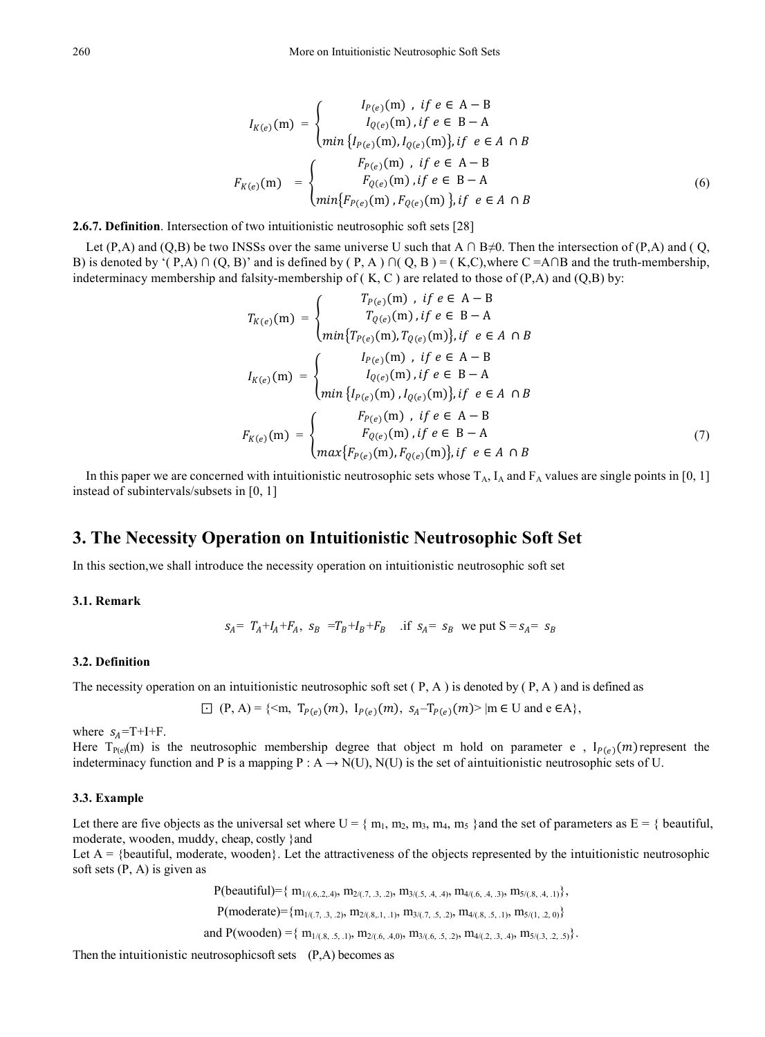$$I_{K(e)}(\mathrm{m}) = \begin{cases} I_{P(e)}(\mathrm{m}) \;,\; if\; e \in \mathrm{A} - \mathrm{B} \\ I_{Q(e)}(\mathrm{m}) \,, if\; e \in \mathrm{B} - \mathrm{A} \\ min\,\{I_{P(e)}(\mathrm{m}), I_{Q(e)}(\mathrm{m})\}, if\;\; e \in A\, \cap B \end{cases}$$

$$F_{K(e)}(\mathrm{m}) = \begin{cases} F_{P(e)}(\mathrm{m}) \;,\; if\; e \in \mathrm{A} - \mathrm{B} \\ F_{Q(e)}(\mathrm{m}) \,, if\; e \in \mathrm{B} - \mathrm{A} \\ min\{F_{P(e)}(\mathrm{m}) \,, F_{Q(e)}(\mathrm{m})\}, if\;\; e \in A\, \cap B \end{cases} \tag{6}$$

**2.6.7. Definition**. Intersection of two intuitionistic neutrosophic soft sets [28]

Let (P,A) and (Q,B) be two INSSs over the same universe U such that A ∩ B≠0. Then the intersection of (P,A) and ( Q, B) is denoted by '( P,A) ∩ (Q, B)' and is defined by ( P, A ) ∩( Q, B ) = ( K,C),where C =A∩B and the truth-membership, indeterminacy membership and falsity-membership of ( K, C ) are related to those of (P,A) and (Q,B) by:

$$T_{K(e)}(\mathrm{m}) = \begin{cases} T_{P(e)}(\mathrm{m}) \;,\; if\; e \in \mathrm{A} - \mathrm{B} \\ T_{Q(e)}(\mathrm{m}) \,, if\; e \in \mathrm{B} - \mathrm{A} \\ min\{T_{P(e)}(\mathrm{m}), T_{Q(e)}(\mathrm{m})\}, if\;\; e \in A\, \cap B \end{cases}$$

$$I_{K(e)}(\mathrm{m}) = \begin{cases} I_{P(e)}(\mathrm{m}) \;,\; if\; e \in \mathrm{A} - \mathrm{B} \\ I_{Q(e)}(\mathrm{m}) \,, if\; e \in \mathrm{B} - \mathrm{A} \\ min\,\{I_{P(e)}(\mathrm{m}) \,, I_{Q(e)}(\mathrm{m})\}, if\;\; e \in A\, \cap B \end{cases}$$

$$F_{K(e)}(\mathrm{m}) = \begin{cases} F_{P(e)}(\mathrm{m}) \;,\; if\; e \in \mathrm{A} - \mathrm{B} \\ F_{Q(e)}(\mathrm{m}) \,, if\; e \in \mathrm{B} - \mathrm{A} \\ max\{F_{P(e)}(\mathrm{m}), F_{Q(e)}(\mathrm{m})\}, if\;\; e \in A\, \cap B \end{cases} \tag{7}$$

In this paper we are concerned with intuitionistic neutrosophic sets whose $T_A$, $I_A$ and $F_A$ values are single points in [0, 1] instead of subintervals/subsets in [0, 1]

# 3. The Necessity Operation on Intuitionistic Neutrosophic Soft Set

In this section,we shall introduce the necessity operation on intuitionistic neutrosophic soft set

### 3.1. Remark

$s_A = T_A + I_A + F_A$, $s_B = T_B + I_B + F_B$ .if $s_A = s_B$ we put $S = s_A = s_B$

### 3.2. Definition

The necessity operation on an intuitionistic neutrosophic soft set ( P, A ) is denoted by ( P, A ) and is defined as

$$\boxdot\;(\mathrm{P}, \mathrm{A}) = \{<\mathrm{m},\; \mathrm{T}_{P(e)}(m),\; \mathrm{I}_{P(e)}(m),\; s_A - \mathrm{T}_{P(e)}(m)> |\mathrm{m} \in \mathrm{U} \text{ and } \mathrm{e} \in \mathrm{A}\},$$

where $s_A$=T+I+F.

Here $T_{P(e)}(m)$ is the neutrosophic membership degree that object m hold on parameter e , $I_{P(e)}(m)$ represent the indeterminacy function and P is a mapping P : A → N(U), N(U) is the set of aintuitionistic neutrosophic sets of U.

### 3.3. Example

Let there are five objects as the universal set where U = { $m_1$, $m_2$, $m_3$, $m_4$, $m_5$ }and the set of parameters as E = { beautiful, moderate, wooden, muddy, cheap, costly }and

Let A = {beautiful, moderate, wooden}. Let the attractiveness of the objects represented by the intuitionistic neutrosophic soft sets (P, A) is given as

$$\mathrm{P(beautiful)}=\{\, m_{1/(.6,.2,.4)}, m_{2/(.7,\,.3,\,.2)}, m_{3/(.5,\,.4,\,.4)}, m_{4/(.6,\,.4,\,.3)}, m_{5/(.8,\,.4,\,.1)}\},$$

$$\mathrm{P(moderate)}=\{m_{1/(.7,\,.3,\,.2)}, m_{2/(.8,.1,\,.1)}, m_{3/(.7,\,.5,\,.2)}, m_{4/(.8,\,.5,\,.1)}, m_{5/(1,\,.2,\,0)}\}$$

$$\text{and } \mathrm{P(wooden)} =\{\, m_{1/(.8,\,.5,\,.1)}, m_{2/(.6,\,.4,0)}, m_{3/(.6,\,.5,\,.2)}, m_{4/(.2,\,.3,\,.4)}, m_{5/(.3,\,.2,\,.5)}\}.$$

Then the intuitionistic neutrosophicsoft sets (P,A) becomes as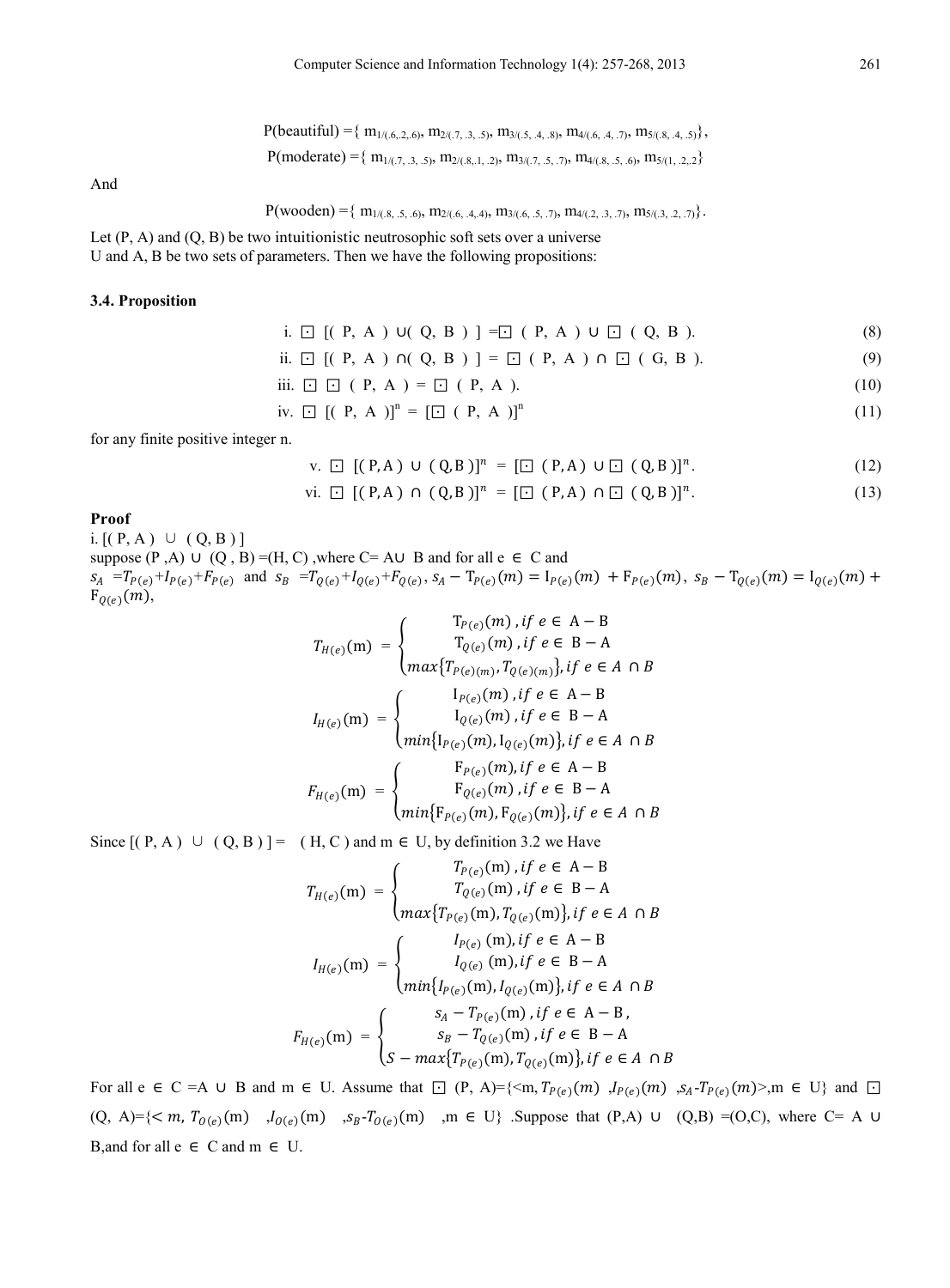$$P(\text{beautiful}) = \{ m_{1/(.6,.2,.6)}, m_{2/(.7,\ .3,\ .5)}, m_{3/(.5,\ .4,\ .8)}, m_{4/(.6,\ .4,\ .7)}, m_{5/(.8,\ .4,\ .5)} \},$$

$$P(\text{moderate}) = \{ m_{1/(.7,\ .3,\ .5)}, m_{2/(.8,.1,\ .2)}, m_{3/(.7,\ .5,\ .7)}, m_{4/(.8,\ .5,\ .6)}, m_{5/(1,\ .2,.2)} \}$$

And

$$P(\text{wooden}) = \{ m_{1/(.8,\ .5,\ .6)}, m_{2/(.6,\ .4,.4)}, m_{3/(.6,\ .5,\ .7)}, m_{4/(.2,\ .3,\ .7)}, m_{5/(.3,\ .2,\ .7)} \}.$$

Let (P, A) and (Q, B) be two intuitionistic neutrosophic soft sets over a universe U and A, B be two sets of parameters. Then we have the following propositions:

### 3.4. Proposition

i. $\boxdot\ [( P,\ A\ ) \cup ( Q,\ B\ )\ ] = \boxdot\ ( P,\ A\ ) \cup \boxdot\ ( Q,\ B\ ).$ (8)

ii. $\boxdot\ [( P,\ A\ ) \cap ( Q,\ B\ )\ ] = \boxdot\ ( P,\ A\ ) \cap \boxdot\ ( G,\ B\ ).$ (9)

iii. $\boxdot\ \boxdot\ ( P,\ A\ ) = \boxdot\ ( P,\ A\ ).$ (10)

iv. $\boxdot\ [( P,\ A\ )]^n = [\boxdot\ ( P,\ A\ )]^n$ (11)

for any finite positive integer n.

v. $\boxdot\ [( P, A\ ) \cup ( Q, B\ )]^n = [\boxdot\ ( P, A\ ) \cup \boxdot\ ( Q, B\ )]^n.$ (12)

vi. $\boxdot\ [( P, A\ ) \cap ( Q, B\ )]^n = [\boxdot\ ( P, A\ ) \cap \boxdot\ ( Q, B\ )]^n.$ (13)

**Proof**

i. $[( P, A\ ) \cup ( Q, B\ )\ ]$

suppose $(P, A) \cup (Q, B) = (H, C)$, where $C = A \cup B$ and for all $e \in C$ and $s_A = T_{P(e)} + I_{P(e)} + F_{P(e)}$ and $s_B = T_{Q(e)} + I_{Q(e)} + F_{Q(e)}$, $s_A - T_{P(e)}(m) = I_{P(e)}(m) + F_{P(e)}(m)$, $s_B - T_{Q(e)}(m) = I_{Q(e)}(m) + F_{Q(e)}(m)$,

$$T_{H(e)}(\text{m}) = \begin{cases} T_{P(e)}(m),\ if\ e \in A - B \\ T_{Q(e)}(m),\ if\ e \in B - A \\ max\{T_{P(e)(m)}, T_{Q(e)(m)}\},\ if\ e \in A \cap B \end{cases}$$

$$I_{H(e)}(\text{m}) = \begin{cases} I_{P(e)}(m),\ if\ e \in A - B \\ I_{Q(e)}(m),\ if\ e \in B - A \\ min\{I_{P(e)}(m), I_{Q(e)}(m)\},\ if\ e \in A \cap B \end{cases}$$

$$F_{H(e)}(\text{m}) = \begin{cases} F_{P(e)}(m),\ if\ e \in A - B \\ F_{Q(e)}(m),\ if\ e \in B - A \\ min\{F_{P(e)}(m), F_{Q(e)}(m)\},\ if\ e \in A \cap B \end{cases}$$

Since $[( P, A\ ) \cup ( Q, B\ )\ ] = ( H, C\ )$ and $m \in U$, by definition 3.2 we Have

$$T_{H(e)}(\text{m}) = \begin{cases} T_{P(e)}(\text{m}),\ if\ e \in A - B \\ T_{Q(e)}(\text{m}),\ if\ e \in B - A \\ max\{T_{P(e)}(\text{m}), T_{Q(e)}(\text{m})\},\ if\ e \in A \cap B \end{cases}$$

$$I_{H(e)}(\text{m}) = \begin{cases} I_{P(e)}(\text{m}),\ if\ e \in A - B \\ I_{Q(e)}(\text{m}),\ if\ e \in B - A \\ min\{I_{P(e)}(\text{m}), I_{Q(e)}(\text{m})\},\ if\ e \in A \cap B \end{cases}$$

$$F_{H(e)}(\text{m}) = \begin{cases} s_A - T_{P(e)}(\text{m}),\ if\ e \in A - B, \\ s_B - T_{Q(e)}(\text{m}),\ if\ e \in B - A \\ S - max\{T_{P(e)}(\text{m}), T_{Q(e)}(\text{m})\},\ if\ e \in A \cap B \end{cases}$$

For all $e \in C = A \cup B$ and $m \in U$. Assume that $\boxdot$ (P, A)={<m, $T_{P(e)}(m)$ ,$I_{P(e)}(m)$ ,$s_A$-$T_{P(e)}(m)$>,m $\in$ U} and $\boxdot$ (Q, A)={< m, $T_{O(e)}(\text{m})$ ,$I_{O(e)}(\text{m})$ ,$s_B$-$T_{O(e)}(\text{m})$ ,m $\in$ U} .Suppose that $(P,A) \cup (Q,B) = (O,C)$, where $C = A \cup B$,and for all $e \in C$ and $m \in U$.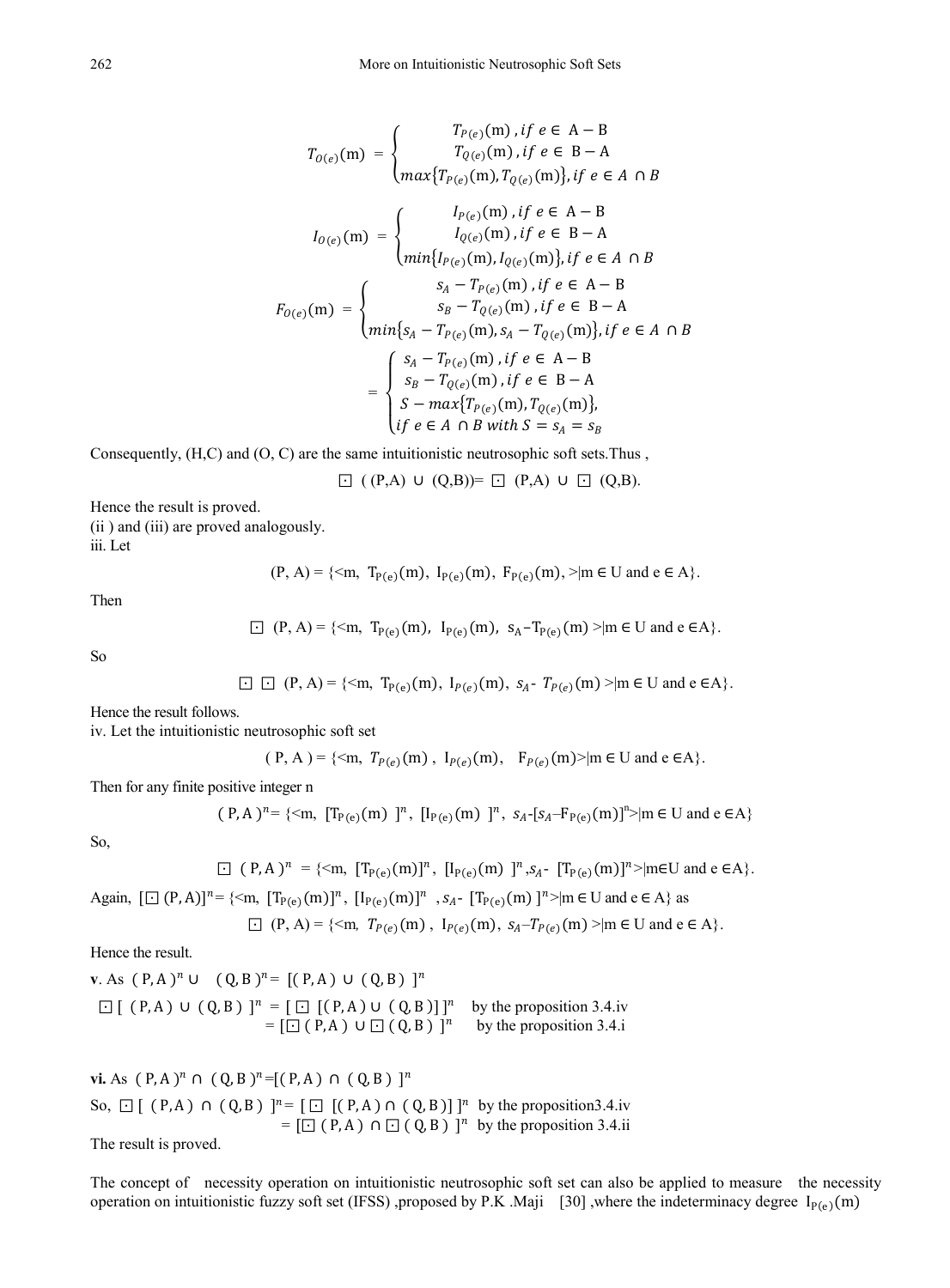$$T_{O(e)}(\mathrm{m}) = \begin{cases} T_{P(e)}(\mathrm{m}), if\ e \in \mathrm{A-B} \\ T_{Q(e)}(\mathrm{m}), if\ e \in \mathrm{B-A} \\ max\{T_{P(e)}(\mathrm{m}), T_{Q(e)}(\mathrm{m})\}, if\ e \in A \cap B \end{cases}$$

$$I_{O(e)}(\mathrm{m}) = \begin{cases} I_{P(e)}(\mathrm{m}), if\ e \in \mathrm{A-B} \\ I_{Q(e)}(\mathrm{m}), if\ e \in \mathrm{B-A} \\ min\{I_{P(e)}(\mathrm{m}), I_{Q(e)}(\mathrm{m})\}, if\ e \in A \cap B \end{cases}$$

$$F_{O(e)}(\mathrm{m}) = \begin{cases} s_A - T_{P(e)}(\mathrm{m}), if\ e \in \mathrm{A-B} \\ s_B - T_{Q(e)}(\mathrm{m}), if\ e \in \mathrm{B-A} \\ min\{s_A - T_{P(e)}(\mathrm{m}), s_A - T_{Q(e)}(\mathrm{m})\}, if\ e \in A \cap B \end{cases}$$

$$= \begin{cases} s_A - T_{P(e)}(\mathrm{m}), if\ e \in \mathrm{A-B} \\ s_B - T_{Q(e)}(\mathrm{m}), if\ e \in \mathrm{B-A} \\ S - max\{T_{P(e)}(\mathrm{m}), T_{Q(e)}(\mathrm{m})\}, \\ if\ e \in A \cap B\ with\ S = s_A = s_B \end{cases}$$

Consequently, (H,C) and (O, C) are the same intuitionistic neutrosophic soft sets.Thus ,

$$\boxdot\ ((P,A) \cup (Q,B)) = \boxdot\ (P,A) \cup \boxdot\ (Q,B).$$

Hence the result is proved.

(ii ) and (iii) are proved analogously.

iii. Let

$$(P, A) = \{<\mathrm{m},\ T_{P(e)}(\mathrm{m}),\ I_{P(e)}(\mathrm{m}),\ F_{P(e)}(\mathrm{m}), >|\mathrm{m} \in U \text{ and } e \in A\}.$$

Then

$$\boxdot\ (P, A) = \{<\mathrm{m},\ T_{P(e)}(\mathrm{m}),\ I_{P(e)}(\mathrm{m}),\ s_A - T_{P(e)}(\mathrm{m}) >|\mathrm{m} \in U \text{ and } e \in A\}.$$

So

$$\boxdot\ \boxdot\ (P, A) = \{<\mathrm{m},\ T_{P(e)}(\mathrm{m}),\ I_{P(e)}(\mathrm{m}),\ s_A - T_{P(e)}(\mathrm{m}) >|\mathrm{m} \in U \text{ and } e \in A\}.$$

Hence the result follows.

iv. Let the intuitionistic neutrosophic soft set

$$(P, A) = \{<\mathrm{m},\ T_{P(e)}(\mathrm{m}),\ I_{P(e)}(\mathrm{m}),\ F_{P(e)}(\mathrm{m})>|\mathrm{m} \in U \text{ and } e \in A\}.$$

Then for any finite positive integer n

$$(P, A)^n = \{<\mathrm{m},\ [T_{P(e)}(\mathrm{m})]^n,\ [I_{P(e)}(\mathrm{m})]^n,\ s_A - [s_A - F_{P(e)}(\mathrm{m})]^n>|\mathrm{m} \in U \text{ and } e \in A\}$$

So,

$$\boxdot\ (P, A)^n = \{<\mathrm{m},\ [T_{P(e)}(\mathrm{m})]^n,\ [I_{P(e)}(\mathrm{m})]^n, s_A - [T_{P(e)}(\mathrm{m})]^n>|\mathrm{m} \in U \text{ and } e \in A\}.$$

Again, $[\boxdot\ (P, A)]^n = \{<\mathrm{m},\ [T_{P(e)}(\mathrm{m})]^n,\ [I_{P(e)}(\mathrm{m})]^n\ , s_A - [T_{P(e)}(\mathrm{m})]^n>|\mathrm{m} \in U \text{ and } e \in A\}$ as

$$\boxdot\ (P, A) = \{<\mathrm{m},\ T_{P(e)}(\mathrm{m}),\ I_{P(e)}(\mathrm{m}),\ s_A - T_{P(e)}(\mathrm{m}) >|\mathrm{m} \in U \text{ and } e \in A\}.$$

Hence the result.

**v**. As $(P, A)^n \cup (Q, B)^n = [(P, A) \cup (Q, B)]^n$

$\boxdot\ [(P, A) \cup (Q, B)]^n = [\boxdot\ [(P, A) \cup (Q, B)]]^n$ by the proposition 3.4.iv
$= [\boxdot\ (P, A) \cup \boxdot\ (Q, B)]^n$ by the proposition 3.4.i

**vi.** As $(P, A)^n \cap (Q, B)^n = [(P, A) \cap (Q, B)]^n$

So, $\boxdot\ [(P, A) \cap (Q, B)]^n = [\boxdot\ [(P, A) \cap (Q, B)]]^n$ by the proposition3.4.iv
$= [\boxdot\ (P, A) \cap \boxdot\ (Q, B)]^n$ by the proposition 3.4.ii

The result is proved.

The concept of necessity operation on intuitionistic neutrosophic soft set can also be applied to measure the necessity operation on intuitionistic fuzzy soft set (IFSS) ,proposed by P.K .Maji [30] ,where the indeterminacy degree $I_{P(e)}(\mathrm{m})$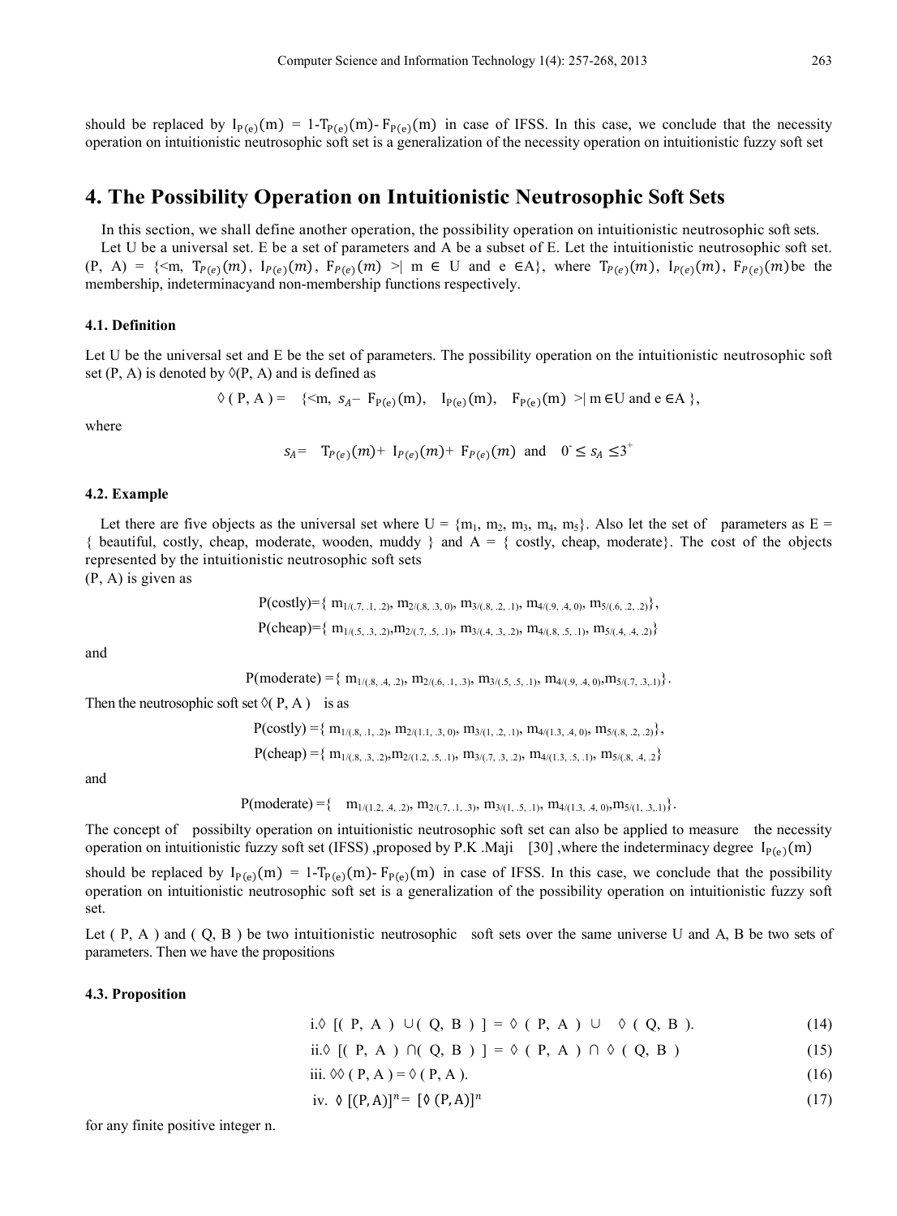should be replaced by $I_{P(e)}(m) = 1 - T_{P(e)}(m) - F_{P(e)}(m)$ in case of IFSS. In this case, we conclude that the necessity operation on intuitionistic neutrosophic soft set is a generalization of the necessity operation on intuitionistic fuzzy soft set

# 4. The Possibility Operation on Intuitionistic Neutrosophic Soft Sets

In this section, we shall define another operation, the possibility operation on intuitionistic neutrosophic soft sets.

Let U be a universal set. E be a set of parameters and A be a subset of E. Let the intuitionistic neutrosophic soft set. (P, A) = {<m, $T_{P(e)}(m)$, $I_{P(e)}(m)$, $F_{P(e)}(m)$ >| m ∈ U and e ∈A}, where $T_{P(e)}(m)$, $I_{P(e)}(m)$, $F_{P(e)}(m)$ be the membership, indeterminacyand non-membership functions respectively.

### 4.1. Definition

Let U be the universal set and E be the set of parameters. The possibility operation on the intuitionistic neutrosophic soft set (P, A) is denoted by ◊(P, A) and is defined as

$$\lozenge(P, A) = \{<m,\ s_A - F_{P(e)}(m),\ I_{P(e)}(m),\ F_{P(e)}(m)>|\ m \in U \text{ and } e \in A\},$$

where

$$s_A = T_{P(e)}(m) + I_{P(e)}(m) + F_{P(e)}(m) \ \text{ and } \ 0^- \leq s_A \leq 3^+$$

### 4.2. Example

Let there are five objects as the universal set where U = {$m_1$, $m_2$, $m_3$, $m_4$, $m_5$}. Also let the set of parameters as E = { beautiful, costly, cheap, moderate, wooden, muddy } and A = { costly, cheap, moderate}. The cost of the objects represented by the intuitionistic neutrosophic soft sets (P, A) is given as

$$P(\text{costly}) = \{ m_{1/(.7,\ .1,\ .2)}, m_{2/(.8,\ .3,\ 0)}, m_{3/(.8,\ .2,\ .1)}, m_{4/(.9,\ .4,\ 0)}, m_{5/(.6,\ .2,\ .2)} \},$$

$$P(\text{cheap}) = \{ m_{1/(.5,\ .3,\ .2)}, m_{2/(.7,\ .5,\ .1)}, m_{3/(.4,\ .3,\ .2)}, m_{4/(.8,\ .5,\ .1)}, m_{5/(.4,\ .4,\ .2)} \}$$

and

$$P(\text{moderate}) = \{ m_{1/(.8,\ .4,\ .2)}, m_{2/(.6,\ .1,\ .3)}, m_{3/(.5,\ .5,\ .1)}, m_{4/(.9,\ .4,\ 0)}, m_{5/(.7,\ .3,.1)} \}.$$

Then the neutrosophic soft set ◊( P, A ) is as

$$P(\text{costly}) = \{ m_{1/(.8,\ .1,\ .2)}, m_{2/(1.1,\ .3,\ 0)}, m_{3/(1,\ .2,\ .1)}, m_{4/(1.3,\ .4,\ 0)}, m_{5/(.8,\ .2,\ .2)} \},$$

$$P(\text{cheap}) = \{ m_{1/(.8,\ .3,\ .2)}, m_{2/(1.2,\ .5,\ .1)}, m_{3/(.7,\ .3,\ .2)}, m_{4/(1.3,\ .5,\ .1)}, m_{5/(.8,\ .4,\ .2)} \}$$

and

$$P(\text{moderate}) = \{ m_{1/(1.2,\ .4,\ .2)}, m_{2/(.7,\ .1,\ .3)}, m_{3/(1,\ .5,\ .1)}, m_{4/(1.3,\ .4,\ 0)}, m_{5/(1,\ .3,.1)} \}.$$

The concept of possibilty operation on intuitionistic neutrosophic soft set can also be applied to measure the necessity operation on intuitionistic fuzzy soft set (IFSS) ,proposed by P.K .Maji [30] ,where the indeterminacy degree $I_{P(e)}(m)$ should be replaced by $I_{P(e)}(m) = 1 - T_{P(e)}(m) - F_{P(e)}(m)$ in case of IFSS. In this case, we conclude that the possibility operation on intuitionistic neutrosophic soft set is a generalization of the possibility operation on intuitionistic fuzzy soft set.

Let ( P, A ) and ( Q, B ) be two intuitionistic neutrosophic soft sets over the same universe U and A, B be two sets of parameters. Then we have the propositions

### 4.3. Proposition

$$\text{i.} \lozenge\ [(P, A) \cup (Q, B)] = \lozenge\ (P, A) \cup \lozenge\ (Q, B). \quad (14)$$

$$\text{ii.} \lozenge\ [(P, A) \cap (Q, B)] = \lozenge\ (P, A) \cap \lozenge\ (Q, B) \quad (15)$$

$$\text{iii.} \lozenge\lozenge\ (P, A) = \lozenge\ (P, A). \quad (16)$$

$$\text{iv.} \lozenge\ [(P, A)]^n = [\lozenge\ (P, A)]^n \quad (17)$$

for any finite positive integer n.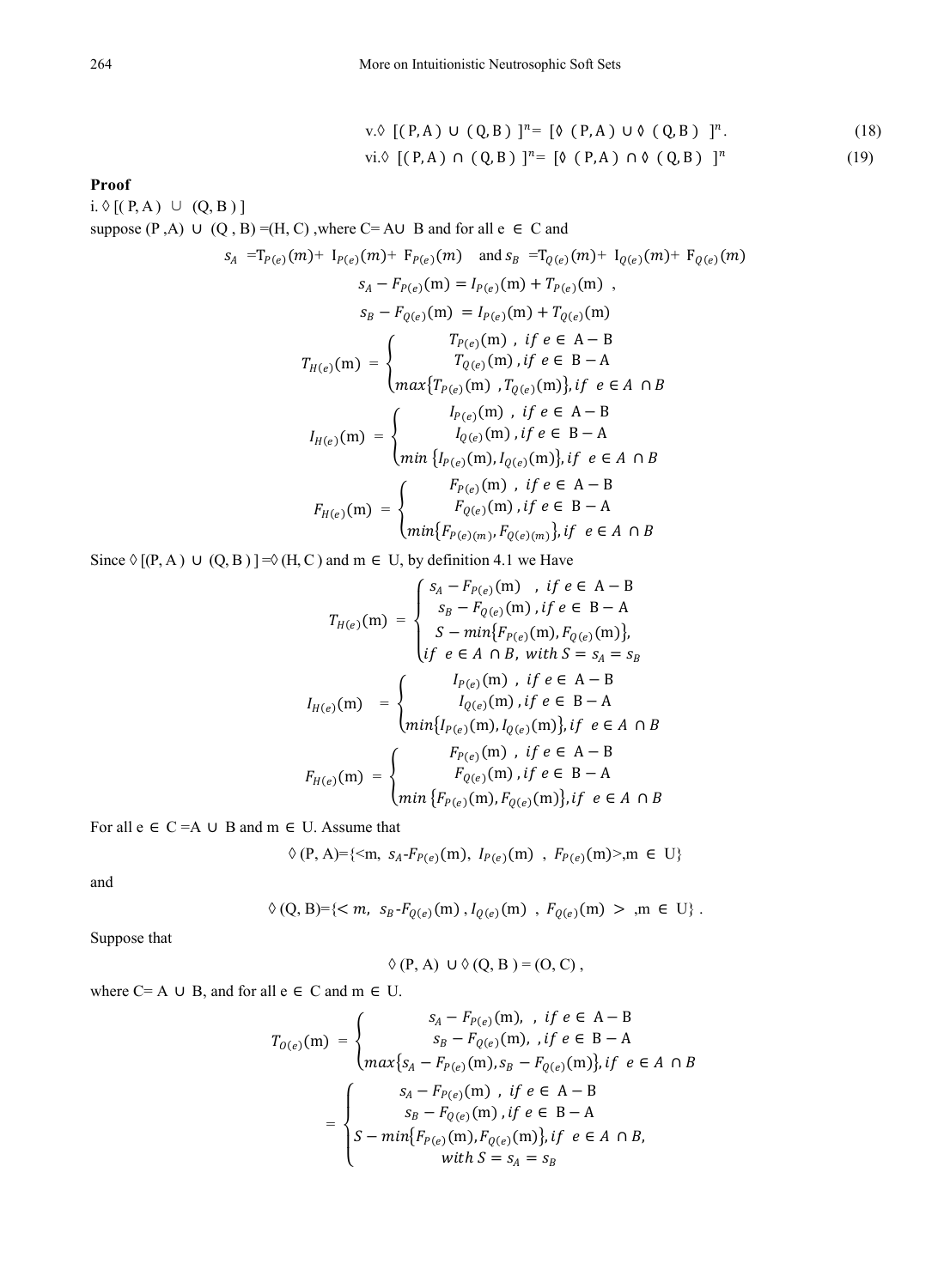$$\text{v.} \Diamond \ [(P, A) \cup (Q, B)]^n = [\Diamond (P, A) \cup \Diamond (Q, B)]^n. \tag{18}$$

$$\text{vi.} \Diamond \ [(P, A) \cap (Q, B)]^n = [\Diamond (P, A) \cap \Diamond (Q, B)]^n \tag{19}$$

**Proof**

i. $\Diamond$ [( P, A ) $\cup$ (Q, B ) ]

suppose (P ,A) $\cup$ (Q , B) =(H, C) ,where C= A$\cup$ B and for all e $\in$ C and

$$s_A = T_{P(e)}(m) + I_{P(e)}(m) + F_{P(e)}(m) \quad \text{and } s_B = T_{Q(e)}(m) + I_{Q(e)}(m) + F_{Q(e)}(m)$$

$$s_A - F_{P(e)}(m) = I_{P(e)}(m) + T_{P(e)}(m) \ ,$$

$$s_B - F_{Q(e)}(m) = I_{P(e)}(m) + T_{Q(e)}(m)$$

$$T_{H(e)}(m) = \begin{cases} T_{P(e)}(m) \ , \ if \ e \in A - B \\ T_{Q(e)}(m) \ , if \ e \in B - A \\ max\{T_{P(e)}(m) \ , T_{Q(e)}(m)\}, if \ \ e \in A \cap B \end{cases}$$

$$I_{H(e)}(m) = \begin{cases} I_{P(e)}(m) \ , \ if \ e \in A - B \\ I_{Q(e)}(m) \ , if \ e \in B - A \\ min\ \{I_{P(e)}(m), I_{Q(e)}(m)\}, if \ \ e \in A \cap B \end{cases}$$

$$F_{H(e)}(m) = \begin{cases} F_{P(e)}(m) \ , \ if \ e \in A - B \\ F_{Q(e)}(m) \ , if \ e \in B - A \\ min\{F_{P(e)(m)}, F_{Q(e)(m)}\}, if \ \ e \in A \cap B \end{cases}$$

Since $\Diamond$ [(P, A ) $\cup$ (Q, B ) ] =$\Diamond$ (H, C ) and m $\in$ U, by definition 4.1 we Have

$$T_{H(e)}(m) = \begin{cases} s_A - F_{P(e)}(m) \quad , \ if \ e \in A - B \\ s_B - F_{Q(e)}(m) \ , if \ e \in B - A \\ S - min\{F_{P(e)}(m), F_{Q(e)}(m)\}, \\ if \ \ e \in A \cap B, \ with \ S = s_A = s_B \end{cases}$$

$$I_{H(e)}(m) = \begin{cases} I_{P(e)}(m) \ , \ if \ e \in A - B \\ I_{Q(e)}(m) \ , if \ e \in B - A \\ min\{I_{P(e)}(m), I_{Q(e)}(m)\}, if \ \ e \in A \cap B \end{cases}$$

$$F_{H(e)}(m) = \begin{cases} F_{P(e)}(m) \ , \ if \ e \in A - B \\ F_{Q(e)}(m) \ , if \ e \in B - A \\ min\ \{F_{P(e)}(m), F_{Q(e)}(m)\}, if \ \ e \in A \cap B \end{cases}$$

For all e $\in$ C =A $\cup$ B and m $\in$ U. Assume that

$$\Diamond (P, A)=\{<m, \ s_A - F_{P(e)}(m), \ I_{P(e)}(m) \ , \ F_{P(e)}(m)>, m \in U\}$$

and

$$\Diamond (Q, B)=\{< m, \ s_B - F_{Q(e)}(m) \ , I_{Q(e)}(m) \ , \ F_{Q(e)}(m) \ > \ , m \in U\} \ .$$

Suppose that

$$\Diamond (P, A) \cup \Diamond (Q, B ) = (O, C) \ ,$$

where C= A $\cup$ B, and for all e $\in$ C and m $\in$ U.

$$T_{O(e)}(m) = \begin{cases} s_A - F_{P(e)}(m), \ , \ if \ e \in A - B \\ s_B - F_{Q(e)}(m), \ , if \ e \in B - A \\ max\{s_A - F_{P(e)}(m), s_B - F_{Q(e)}(m)\}, if \ \ e \in A \cap B \end{cases}$$

$$= \begin{cases} s_A - F_{P(e)}(m) \ , \ if \ e \in A - B \\ s_B - F_{Q(e)}(m) \ , if \ e \in B - A \\ S - min\{F_{P(e)}(m), F_{Q(e)}(m)\}, if \ \ e \in A \cap B, \\ with \ S = s_A = s_B \end{cases}$$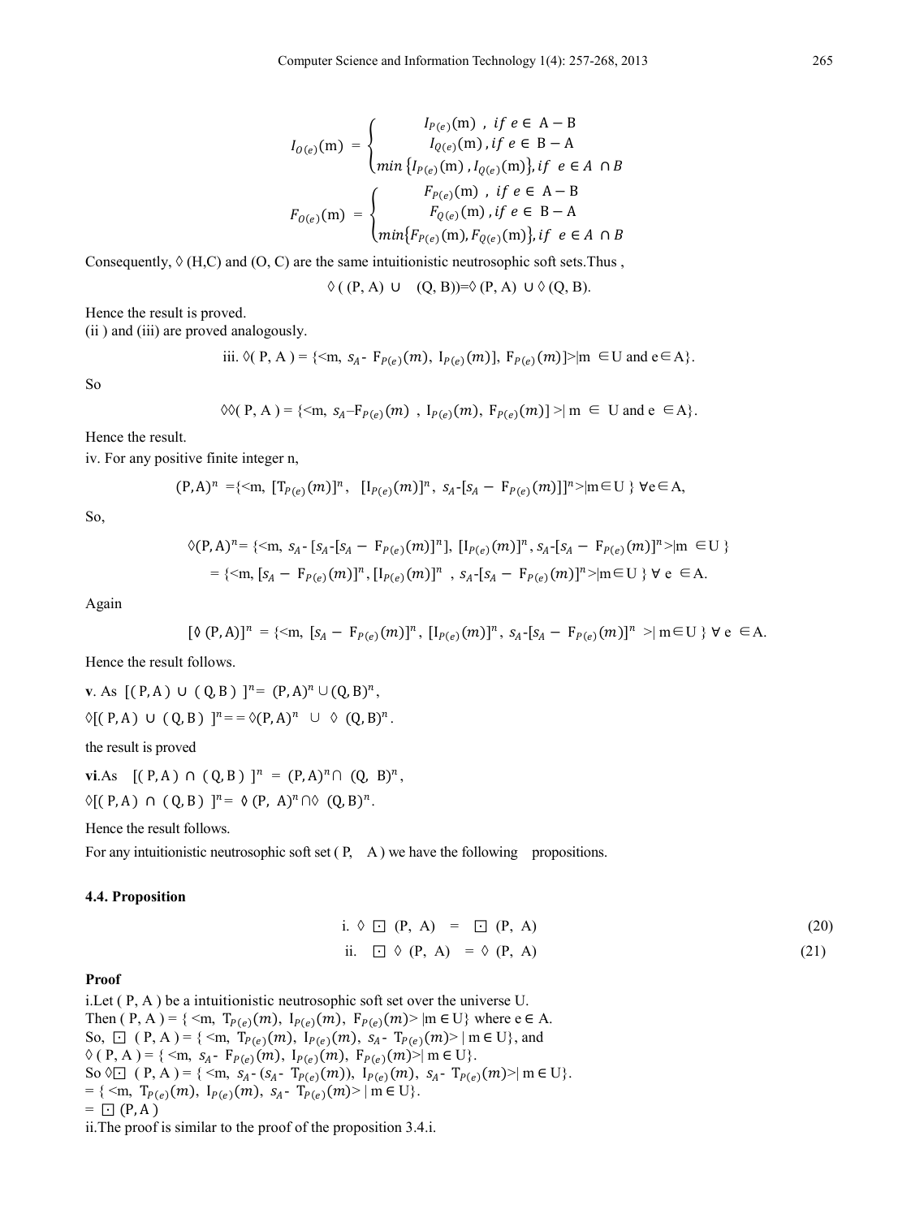$$I_{O(e)}(\mathrm{m}) = \begin{cases} I_{P(e)}(\mathrm{m}) \ , \ if \ e \in \mathrm{A-B} \\ I_{Q(e)}(\mathrm{m}) \ , if \ e \in \mathrm{B-A} \\ min\{I_{P(e)}(\mathrm{m}) \ , I_{Q(e)}(\mathrm{m})\}, if \ \ e \in A \cap B \end{cases}$$

$$F_{O(e)}(\mathrm{m}) = \begin{cases} F_{P(e)}(\mathrm{m}) \ , \ if \ e \in \mathrm{A-B} \\ F_{Q(e)}(\mathrm{m}) \ , if \ e \in \mathrm{B-A} \\ min\{F_{P(e)}(\mathrm{m}), F_{Q(e)}(\mathrm{m})\}, if \ \ e \in A \cap B \end{cases}$$

Consequently, ◊ (H,C) and (O, C) are the same intuitionistic neutrosophic soft sets.Thus ,

$$◊ ( (\mathrm{P, A}) \cup (\mathrm{Q, B}))=◊ (\mathrm{P, A}) \cup ◊ (\mathrm{Q, B}).$$

Hence the result is proved.

(ii ) and (iii) are proved analogously.

$$\text{iii. } ◊( \mathrm{P, A} ) = \{<\mathrm{m},\ s_A\text{-}\ \mathrm{F}_{P(e)}(m),\ \mathrm{I}_{P(e)}(m)],\ \mathrm{F}_{P(e)}(m)]>|\mathrm{m} \in \mathrm{U} \text{ and } \mathrm{e}\in \mathrm{A}\}.$$

So

$$◊◊( \mathrm{P, A} ) = \{<\mathrm{m},\ s_A\text{–}\mathrm{F}_{P(e)}(m)\ ,\ \mathrm{I}_{P(e)}(m),\ \mathrm{F}_{P(e)}(m)] >|\ \mathrm{m} \in \mathrm{U} \text{ and } \mathrm{e} \in \mathrm{A}\}.$$

Hence the result.

iv. For any positive finite integer n,

$$(\mathrm{P,A})^n = \{<\mathrm{m},\ [\mathrm{T}_{P(e)}(m)]^n,\ [\mathrm{I}_{P(e)}(m)]^n,\ s_A\text{-}[s_A - \mathrm{F}_{P(e)}(m)]]^n>|\mathrm{m}\in \mathrm{U}\ \}\ \forall \mathrm{e}\in \mathrm{A},$$

So,

$$◊(\mathrm{P,A})^n = \{<\mathrm{m},\ s_A\text{-}\ [s_A\text{-}[s_A - \mathrm{F}_{P(e)}(m)]^n],\ [\mathrm{I}_{P(e)}(m)]^n,\ s_A\text{-}[s_A - \mathrm{F}_{P(e)}(m)]^n>|\mathrm{m} \in \mathrm{U}\ \}$$

$$= \{<\mathrm{m},\ [s_A - \mathrm{F}_{P(e)}(m)]^n,\ [\mathrm{I}_{P(e)}(m)]^n\ ,\ s_A\text{-}[s_A - \mathrm{F}_{P(e)}(m)]^n>|\mathrm{m}\in \mathrm{U}\ \}\ \forall\ \mathrm{e} \in \mathrm{A}.$$

Again

$$[◊\ (\mathrm{P, A})]^n = \{<\mathrm{m},\ [s_A - \mathrm{F}_{P(e)}(m)]^n,\ [\mathrm{I}_{P(e)}(m)]^n,\ s_A\text{-}[s_A - \mathrm{F}_{P(e)}(m)]^n\ >|\ \mathrm{m}\in \mathrm{U}\ \}\ \forall\ \mathrm{e} \in \mathrm{A}.$$

Hence the result follows.

**v**. As $[( \mathrm{P, A} ) \cup ( \mathrm{Q, B} )\ ]^n = (\mathrm{P,A})^n \cup (\mathrm{Q,B})^n$,

$◊[( \mathrm{P, A} ) \cup ( \mathrm{Q, B} )\ ]^n = = ◊(\mathrm{P,A})^n \cup ◊\ (\mathrm{Q,B})^n$.

the result is proved

**vi**.As $[( \mathrm{P, A} ) \cap ( \mathrm{Q, B} )\ ]^n = (\mathrm{P,A})^n \cap (\mathrm{Q,\ B})^n$,

$◊[( \mathrm{P, A} ) \cap ( \mathrm{Q, B} )\ ]^n = ◊\ (\mathrm{P,\ A})^n \cap ◊\ (\mathrm{Q, B})^n$.

Hence the result follows.

For any intuitionistic neutrosophic soft set ( P, A ) we have the following propositions.

### 4.4. Proposition

$$\text{i. } ◊ \boxdot\ (\mathrm{P, A}) = \boxdot\ (\mathrm{P, A}) \tag{20}$$

$$\text{ii. } \boxdot\ ◊\ (\mathrm{P, A}) = ◊\ (\mathrm{P, A}) \tag{21}$$

**Proof**

i.Let ( P, A ) be a intuitionistic neutrosophic soft set over the universe U.

Then ( P, A ) = { <m, $\mathrm{T}_{P(e)}(m)$, $\mathrm{I}_{P(e)}(m)$, $\mathrm{F}_{P(e)}(m)$> |m ∈ U} where e ∈ A.

So, $\boxdot$ ( P, A ) = { <m, $\mathrm{T}_{P(e)}(m)$, $\mathrm{I}_{P(e)}(m)$, $s_A$- $\mathrm{T}_{P(e)}(m)$> | m ∈ U}, and

◊ ( P, A ) = { <m, $s_A$- $\mathrm{F}_{P(e)}(m)$, $\mathrm{I}_{P(e)}(m)$, $\mathrm{F}_{P(e)}(m)$>| m ∈ U}.

So ◊$\boxdot$ ( P, A ) = { <m, $s_A$- ($s_A$- $\mathrm{T}_{P(e)}(m)$), $\mathrm{I}_{P(e)}(m)$, $s_A$- $\mathrm{T}_{P(e)}(m)$>| m ∈ U}.

= { <m, $\mathrm{T}_{P(e)}(m)$, $\mathrm{I}_{P(e)}(m)$, $s_A$- $\mathrm{T}_{P(e)}(m)$> | m ∈ U}.

= $\boxdot$ (P, A )

ii.The proof is similar to the proof of the proposition 3.4.i.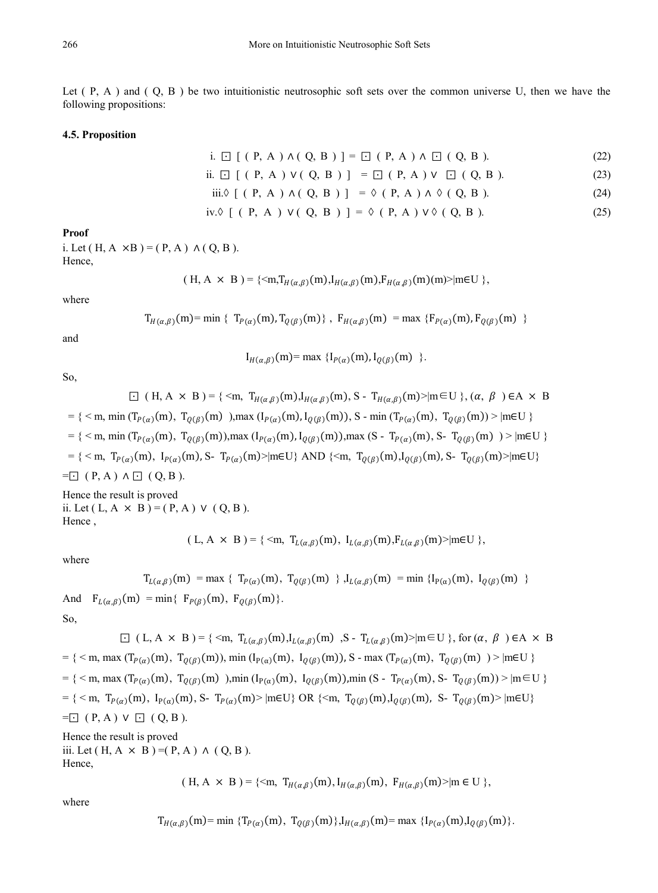Let ( P, A ) and ( Q, B ) be two intuitionistic neutrosophic soft sets over the common universe U, then we have the following propositions:

### 4.5. Proposition

$$\text{i. } \boxdot\ [\ (P, A) \wedge (Q, B)\ ] = \boxdot\ (P, A) \wedge \boxdot\ (Q, B). \tag{22}$$

$$\text{ii. } \boxdot\ [\ (P, A) \vee (Q, B)\ ] = \boxdot\ (P, A) \vee \boxdot\ (Q, B). \tag{23}$$

$$\text{iii. } \Diamond\ [\ (P, A) \wedge (Q, B)\ ] = \Diamond\ (P, A) \wedge \Diamond\ (Q, B). \tag{24}$$

$$\text{iv. } \Diamond\ [\ (P, A) \vee (Q, B)\ ] = \Diamond\ (P, A) \vee \Diamond\ (Q, B). \tag{25}$$

**Proof**

i. Let ( H, A ×B ) = ( P, A ) ∧ ( Q, B ).
Hence,

$$(H, A \times B) = \{<m, T_{H(\alpha,\beta)}(m), I_{H(\alpha,\beta)}(m), F_{H(\alpha,\beta)}(m)(m)> | m \in U\},$$

where

$$T_{H(\alpha,\beta)}(m) = \min\{T_{P(\alpha)}(m), T_{Q(\beta)}(m)\},\ F_{H(\alpha,\beta)}(m) = \max\{F_{P(\alpha)}(m), F_{Q(\beta)}(m)\}$$

and

$$I_{H(\alpha,\beta)}(m) = \max\{I_{P(\alpha)}(m), I_{Q(\beta)}(m)\}.$$

So,

$$\boxdot\ (H, A \times B) = \{<m, T_{H(\alpha,\beta)}(m), I_{H(\alpha,\beta)}(m), S - T_{H(\alpha,\beta)}(m)> | m \in U\}, (\alpha, \beta) \in A \times B$$

$= \{<m, \min(T_{P(\alpha)}(m), T_{Q(\beta)}(m)), \max(I_{P(\alpha)}(m), I_{Q(\beta)}(m)), S - \min(T_{P(\alpha)}(m), T_{Q(\beta)}(m))> | m \in U\}$

$= \{<m, \min(T_{P(\alpha)}(m), T_{Q(\beta)}(m)), \max(I_{P(\alpha)}(m), I_{Q(\beta)}(m)), \max(S - T_{P(\alpha)}(m), S - T_{Q(\beta)}(m))> | m \in U\}$

$= \{<m, T_{P(\alpha)}(m), I_{P(\alpha)}(m), S - T_{P(\alpha)}(m)> | m \in U\}$ AND $\{<m, T_{Q(\beta)}(m), I_{Q(\beta)}(m), S - T_{Q(\beta)}(m)> | m \in U\}$

$= \boxdot\ (P, A) \wedge \boxdot\ (Q, B).$

Hence the result is proved

ii. Let ( L, A × B ) = ( P, A ) ∨ ( Q, B ).
Hence ,

$$(L, A \times B) = \{<m, T_{L(\alpha,\beta)}(m), I_{L(\alpha,\beta)}(m), F_{L(\alpha,\beta)}(m)> | m \in U\},$$

where

$$T_{L(\alpha,\beta)}(m) = \max\{T_{P(\alpha)}(m), T_{Q(\beta)}(m)\}, I_{L(\alpha,\beta)}(m) = \min\{I_{P(\alpha)}(m), I_{Q(\beta)}(m)\}$$

And $F_{L(\alpha,\beta)}(m) = \min\{F_{P(\beta)}(m), F_{Q(\beta)}(m)\}$.

So,

$$\boxdot\ (L, A \times B) = \{<m, T_{L(\alpha,\beta)}(m), I_{L(\alpha,\beta)}(m), S - T_{L(\alpha,\beta)}(m)> | m \in U\}, \text{ for } (\alpha, \beta) \in A \times B$$

$= \{<m, \max(T_{P(\alpha)}(m), T_{Q(\beta)}(m)), \min(I_{P(\alpha)}(m), I_{Q(\beta)}(m)), S - \max(T_{P(\alpha)}(m), T_{Q(\beta)}(m))> | m \in U\}$

$= \{<m, \max(T_{P(\alpha)}(m), T_{Q(\beta)}(m)), \min(I_{P(\alpha)}(m), I_{Q(\beta)}(m)), \min(S - T_{P(\alpha)}(m), S - T_{Q(\beta)}(m))> | m \in U\}$

$= \{<m, T_{P(\alpha)}(m), I_{P(\alpha)}(m), S - T_{P(\alpha)}(m)> | m \in U\}$ OR $\{<m, T_{Q(\beta)}(m), I_{Q(\beta)}(m), S - T_{Q(\beta)}(m)> | m \in U\}$

$= \boxdot\ (P, A) \vee \boxdot\ (Q, B).$

Hence the result is proved

iii. Let ( H, A × B ) =( P, A ) ∧ ( Q, B ).
Hence,

$$(H, A \times B) = \{<m, T_{H(\alpha,\beta)}(m), I_{H(\alpha,\beta)}(m), F_{H(\alpha,\beta)}(m)> | m \in U\},$$

where

$$T_{H(\alpha,\beta)}(m) = \min\{T_{P(\alpha)}(m), T_{Q(\beta)}(m)\}, I_{H(\alpha,\beta)}(m) = \max\{I_{P(\alpha)}(m), I_{Q(\beta)}(m)\}.$$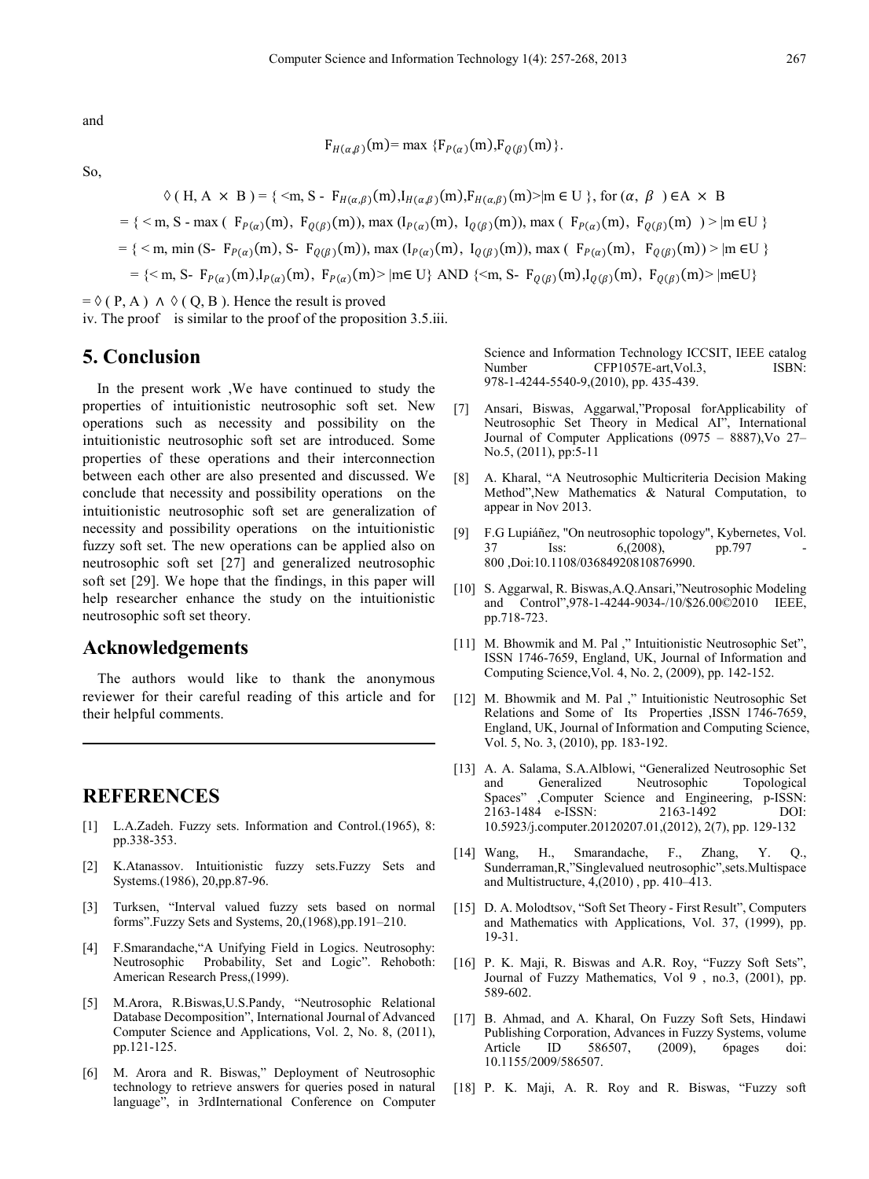and

$$F_{H(\alpha,\beta)}(m) = \max \{F_{P(\alpha)}(m), F_{Q(\beta)}(m)\}.$$

So,

$$\Diamond (H, A \times B) = \{ <m, S - F_{H(\alpha,\beta)}(m), I_{H(\alpha,\beta)}(m), F_{H(\alpha,\beta)}(m)> | m \in U \}, \text{ for } (\alpha, \beta) \in A \times B$$

$$= \{ < m, S - \max ( F_{P(\alpha)}(m), F_{Q(\beta)}(m)), \max (I_{P(\alpha)}(m), I_{Q(\beta)}(m)), \max ( F_{P(\alpha)}(m), F_{Q(\beta)}(m) ) > | m \in U \}$$

$$= \{ < m, \min (S - F_{P(\alpha)}(m), S - F_{Q(\beta)}(m)), \max (I_{P(\alpha)}(m), I_{Q(\beta)}(m)), \max ( F_{P(\alpha)}(m), F_{Q(\beta)}(m)) > | m \in U \}$$

$$= \{< m, S - F_{P(\alpha)}(m), I_{P(\alpha)}(m), F_{P(\alpha)}(m)> | m \in U\} \text{ AND } \{<m, S - F_{Q(\beta)}(m), I_{Q(\beta)}(m), F_{Q(\beta)}(m)> | m \in U\}$$

$= \Diamond ( P, A ) \wedge \Diamond ( Q, B )$. Hence the result is proved

iv. The proof is similar to the proof of the proposition 3.5.iii.

## 5. Conclusion

In the present work ,We have continued to study the properties of intuitionistic neutrosophic soft set. New operations such as necessity and possibility on the intuitionistic neutrosophic soft set are introduced. Some properties of these operations and their interconnection between each other are also presented and discussed. We conclude that necessity and possibility operations on the intuitionistic neutrosophic soft set are generalization of necessity and possibility operations on the intuitionistic fuzzy soft set. The new operations can be applied also on neutrosophic soft set [27] and generalized neutrosophic soft set [29]. We hope that the findings, in this paper will help researcher enhance the study on the intuitionistic neutrosophic soft set theory.

## Acknowledgements

The authors would like to thank the anonymous reviewer for their careful reading of this article and for their helpful comments.

## REFERENCES

[1] L.A.Zadeh. Fuzzy sets. Information and Control.(1965), 8: pp.338-353.

[2] K.Atanassov. Intuitionistic fuzzy sets.Fuzzy Sets and Systems.(1986), 20,pp.87-96.

[3] Turksen, "Interval valued fuzzy sets based on normal forms".Fuzzy Sets and Systems, 20,(1968),pp.191–210.

[4] F.Smarandache,"A Unifying Field in Logics. Neutrosophy: Neutrosophic Probability, Set and Logic". Rehoboth: American Research Press,(1999).

[5] M.Arora, R.Biswas,U.S.Pandy, "Neutrosophic Relational Database Decomposition", International Journal of Advanced Computer Science and Applications, Vol. 2, No. 8, (2011), pp.121-125.

[6] M. Arora and R. Biswas," Deployment of Neutrosophic technology to retrieve answers for queries posed in natural language", in 3rdInternational Conference on Computer Science and Information Technology ICCSIT, IEEE catalog Number CFP1057E-art,Vol.3, ISBN: 978-1-4244-5540-9,(2010), pp. 435-439.

[7] Ansari, Biswas, Aggarwal,"Proposal forApplicability of Neutrosophic Set Theory in Medical AI", International Journal of Computer Applications (0975 – 8887),Vo 27– No.5, (2011), pp:5-11

[8] A. Kharal, "A Neutrosophic Multicriteria Decision Making Method",New Mathematics & Natural Computation, to appear in Nov 2013.

[9] F.G Lupiáñez, "On neutrosophic topology", Kybernetes, Vol. 37 Iss: 6,(2008), pp.797 - 800 ,Doi:10.1108/03684920810876990.

[10] S. Aggarwal, R. Biswas,A.Q.Ansari,"Neutrosophic Modeling and Control",978-1-4244-9034-/10/$26.00©2010 IEEE, pp.718-723.

[11] M. Bhowmik and M. Pal ," Intuitionistic Neutrosophic Set", ISSN 1746-7659, England, UK, Journal of Information and Computing Science,Vol. 4, No. 2, (2009), pp. 142-152.

[12] M. Bhowmik and M. Pal ," Intuitionistic Neutrosophic Set Relations and Some of Its Properties ,ISSN 1746-7659, England, UK, Journal of Information and Computing Science, Vol. 5, No. 3, (2010), pp. 183-192.

[13] A. A. Salama, S.A.Alblowi, "Generalized Neutrosophic Set and Generalized Neutrosophic Topological Spaces" ,Computer Science and Engineering, p-ISSN: 2163-1484 e-ISSN: 2163-1492 DOI: 10.5923/j.computer.20120207.01,(2012), 2(7), pp. 129-132

[14] Wang, H., Smarandache, F., Zhang, Y. Q., Sunderraman,R,"Singlevalued neutrosophic",sets.Multispace and Multistructure, 4,(2010) , pp. 410–413.

[15] D. A. Molodtsov, "Soft Set Theory - First Result", Computers and Mathematics with Applications, Vol. 37, (1999), pp. 19-31.

[16] P. K. Maji, R. Biswas and A.R. Roy, "Fuzzy Soft Sets", Journal of Fuzzy Mathematics, Vol 9 , no.3, (2001), pp. 589-602.

[17] B. Ahmad, and A. Kharal, On Fuzzy Soft Sets, Hindawi Publishing Corporation, Advances in Fuzzy Systems, volume Article ID 586507, (2009), 6pages doi: 10.1155/2009/586507.

[18] P. K. Maji, A. R. Roy and R. Biswas, "Fuzzy soft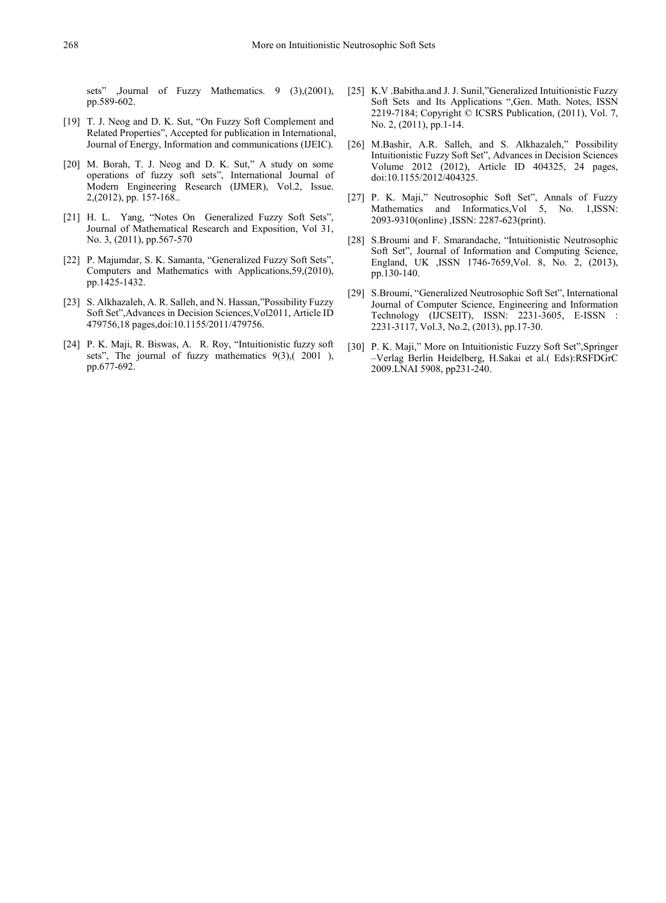sets" ,Journal of Fuzzy Mathematics. 9 (3),(2001), pp.589-602.

[19] T. J. Neog and D. K. Sut, "On Fuzzy Soft Complement and Related Properties", Accepted for publication in International, Journal of Energy, Information and communications (IJEIC).

[20] M. Borah, T. J. Neog and D. K. Sut," A study on some operations of fuzzy soft sets", International Journal of Modern Engineering Research (IJMER), Vol.2, Issue. 2,(2012), pp. 157-168..

[21] H. L. Yang, "Notes On Generalized Fuzzy Soft Sets", Journal of Mathematical Research and Exposition, Vol 31, No. 3, (2011), pp.567-570

[22] P. Majumdar, S. K. Samanta, "Generalized Fuzzy Soft Sets", Computers and Mathematics with Applications,59,(2010), pp.1425-1432.

[23] S. Alkhazaleh, A. R. Salleh, and N. Hassan,"Possibility Fuzzy Soft Set",Advances in Decision Sciences,Vol2011, Article ID 479756,18 pages,doi:10.1155/2011/479756.

[24] P. K. Maji, R. Biswas, A. R. Roy, "Intuitionistic fuzzy soft sets", The journal of fuzzy mathematics 9(3),( 2001 ), pp.677-692.

[25] K.V .Babitha.and J. J. Sunil,"Generalized Intuitionistic Fuzzy Soft Sets and Its Applications ",Gen. Math. Notes, ISSN 2219-7184; Copyright © ICSRS Publication, (2011), Vol. 7, No. 2, (2011), pp.1-14.

[26] M.Bashir, A.R. Salleh, and S. Alkhazaleh," Possibility Intuitionistic Fuzzy Soft Set", Advances in Decision Sciences Volume 2012 (2012), Article ID 404325, 24 pages, doi:10.1155/2012/404325.

[27] P. K. Maji," Neutrosophic Soft Set", Annals of Fuzzy Mathematics and Informatics,Vol 5, No. 1,ISSN: 2093-9310(online) ,ISSN: 2287-623(print).

[28] S.Broumi and F. Smarandache, "Intuitionistic Neutrosophic Soft Set", Journal of Information and Computing Science, England, UK ,ISSN 1746-7659,Vol. 8, No. 2, (2013), pp.130-140.

[29] S.Broumi, "Generalized Neutrosophic Soft Set", International Journal of Computer Science, Engineering and Information Technology (IJCSEIT), ISSN: 2231-3605, E-ISSN : 2231-3117, Vol.3, No.2, (2013), pp.17-30.

[30] P. K. Maji," More on Intuitionistic Fuzzy Soft Set",Springer –Verlag Berlin Heidelberg, H.Sakai et al.( Eds):RSFDGrC 2009.LNAI 5908, pp231-240.